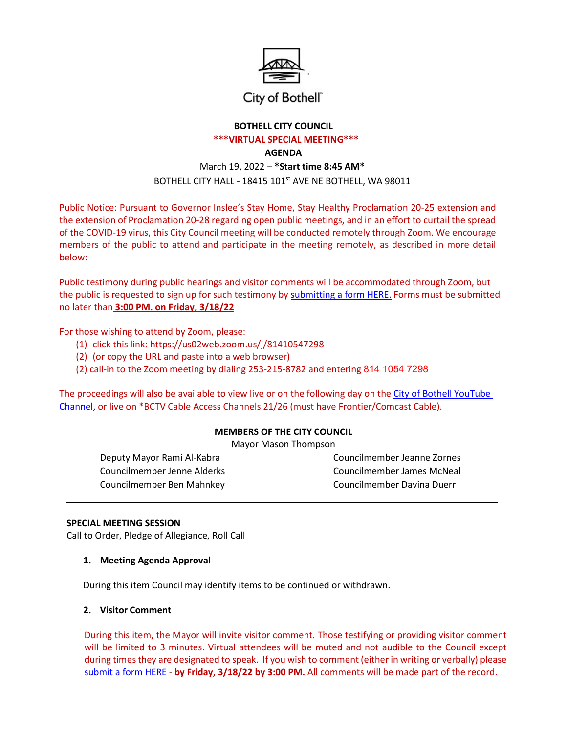City of Bothell™

**BOTHELL CITY COUNCIL**

**\*\*\*VIRTUAL SPECIAL MEETING\*\*\***

**AGENDA**

March 19, 2022 – **\*Start time 8:45 AM\***

BOTHELL CITY HALL - 18415 101st AVE NE BOTHELL, WA 98011

Public Notice: Pursuant to Governor Inslee's Stay Home, Stay Healthy Proclamation 20-25 extension and the extension of Proclamation 20-28 regarding open public meetings, and in an effort to curtail the spread of the COVID-19 virus, this City Council meeting will be conducted remotely through Zoom. We encourage members of the public to attend and participate in the meeting remotely, as described in more detail below:

Public testimony during public hearings and visitor comments will be accommodated through Zoom, but the public is requested to sign up for such testimony by submitting a form HERE. Forms must be submitted no later than **3:00 PM. on Friday, 3/18/22**

For those wishing to attend by Zoom, please:

(1) click this link: https://us02web.zoom.us/j/81410547298
(2) (or copy the URL and paste into a web browser)
(2) call-in to the Zoom meeting by dialing 253-215-8782 and entering 814 1054 7298

The proceedings will also be available to view live or on the following day on the City of Bothell YouTube Channel, or live on \*BCTV Cable Access Channels 21/26 (must have Frontier/Comcast Cable).

**MEMBERS OF THE CITY COUNCIL**

Mayor Mason Thompson

Deputy Mayor Rami Al-Kabra
Councilmember Jenne Alderks
Councilmember Ben Mahnkey
Councilmember Jeanne Zornes
Councilmember James McNeal
Councilmember Davina Duerr

---

**SPECIAL MEETING SESSION**

Call to Order, Pledge of Allegiance, Roll Call

1. **Meeting Agenda Approval**

   During this item Council may identify items to be continued or withdrawn.

2. **Visitor Comment**

   During this item, the Mayor will invite visitor comment. Those testifying or providing visitor comment will be limited to 3 minutes. Virtual attendees will be muted and not audible to the Council except during times they are designated to speak. If you wish to comment (either in writing or verbally) please submit a form HERE - **by Friday, 3/18/22 by 3:00 PM.** All comments will be made part of the record.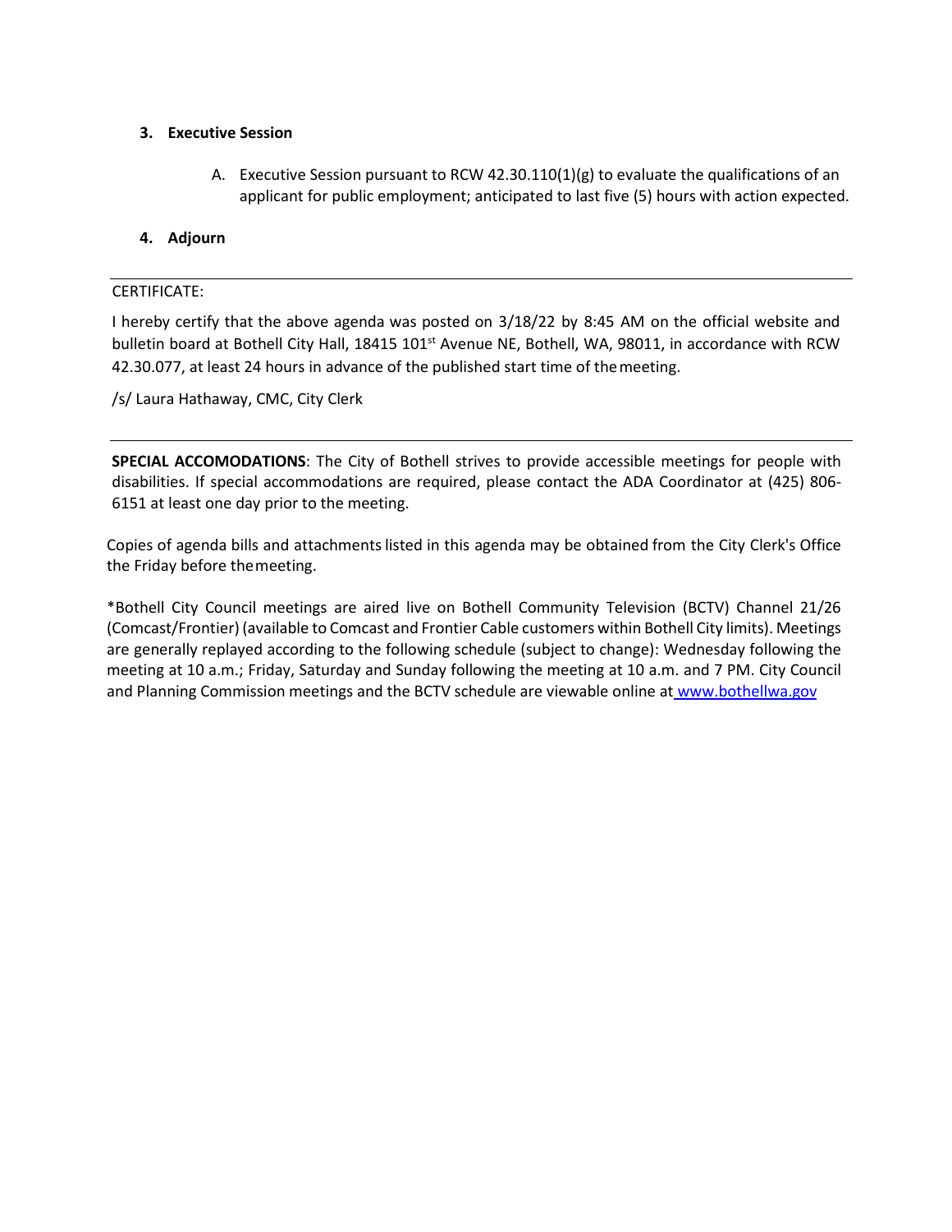**3. Executive Session**

A. Executive Session pursuant to RCW 42.30.110(1)(g) to evaluate the qualifications of an applicant for public employment; anticipated to last five (5) hours with action expected.

**4. Adjourn**

---

CERTIFICATE:

I hereby certify that the above agenda was posted on 3/18/22 by 8:45 AM on the official website and bulletin board at Bothell City Hall, 18415 101st Avenue NE, Bothell, WA, 98011, in accordance with RCW 42.30.077, at least 24 hours in advance of the published start time of the meeting.

/s/ Laura Hathaway, CMC, City Clerk

---

**SPECIAL ACCOMODATIONS**: The City of Bothell strives to provide accessible meetings for people with disabilities. If special accommodations are required, please contact the ADA Coordinator at (425) 806-6151 at least one day prior to the meeting.

Copies of agenda bills and attachments listed in this agenda may be obtained from the City Clerk's Office the Friday before the meeting.

*Bothell City Council meetings are aired live on Bothell Community Television (BCTV) Channel 21/26 (Comcast/Frontier) (available to Comcast and Frontier Cable customers within Bothell City limits). Meetings are generally replayed according to the following schedule (subject to change): Wednesday following the meeting at 10 a.m.; Friday, Saturday and Sunday following the meeting at 10 a.m. and 7 PM. City Council and Planning Commission meetings and the BCTV schedule are viewable online at www.bothellwa.gov